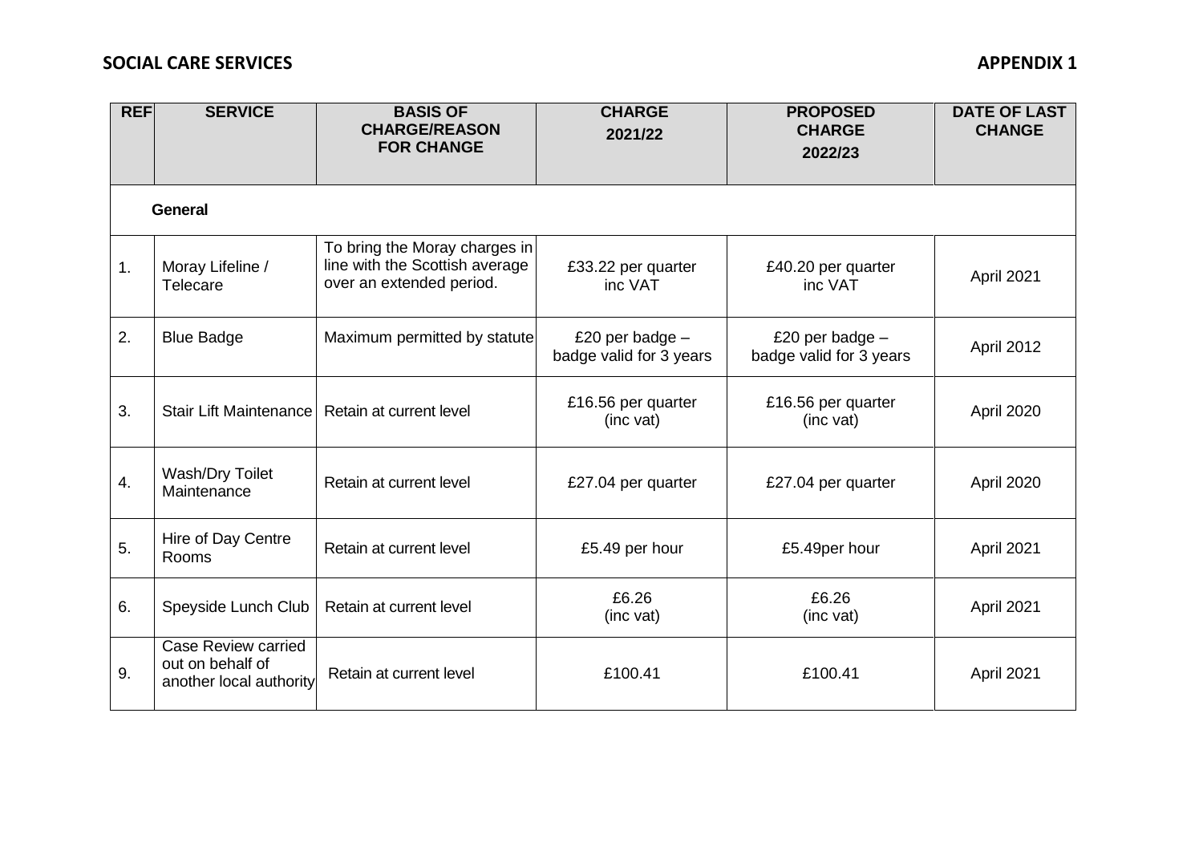**SOCIAL CARE SERVICES** **APPENDIX 1**

| REF | SERVICE | BASIS OF CHARGE/REASON FOR CHANGE | CHARGE 2021/22 | PROPOSED CHARGE 2022/23 | DATE OF LAST CHANGE |
|---|---|---|---|---|---|
| | **General** | | | | |
| 1. | Moray Lifeline / Telecare | To bring the Moray charges in line with the Scottish average over an extended period. | £33.22 per quarter inc VAT | £40.20 per quarter inc VAT | April 2021 |
| 2. | Blue Badge | Maximum permitted by statute | £20 per badge – badge valid for 3 years | £20 per badge – badge valid for 3 years | April 2012 |
| 3. | Stair Lift Maintenance | Retain at current level | £16.56 per quarter (inc vat) | £16.56 per quarter (inc vat) | April 2020 |
| 4. | Wash/Dry Toilet Maintenance | Retain at current level | £27.04 per quarter | £27.04 per quarter | April 2020 |
| 5. | Hire of Day Centre Rooms | Retain at current level | £5.49 per hour | £5.49per hour | April 2021 |
| 6. | Speyside Lunch Club | Retain at current level | £6.26 (inc vat) | £6.26 (inc vat) | April 2021 |
| 9. | Case Review carried out on behalf of another local authority | Retain at current level | £100.41 | £100.41 | April 2021 |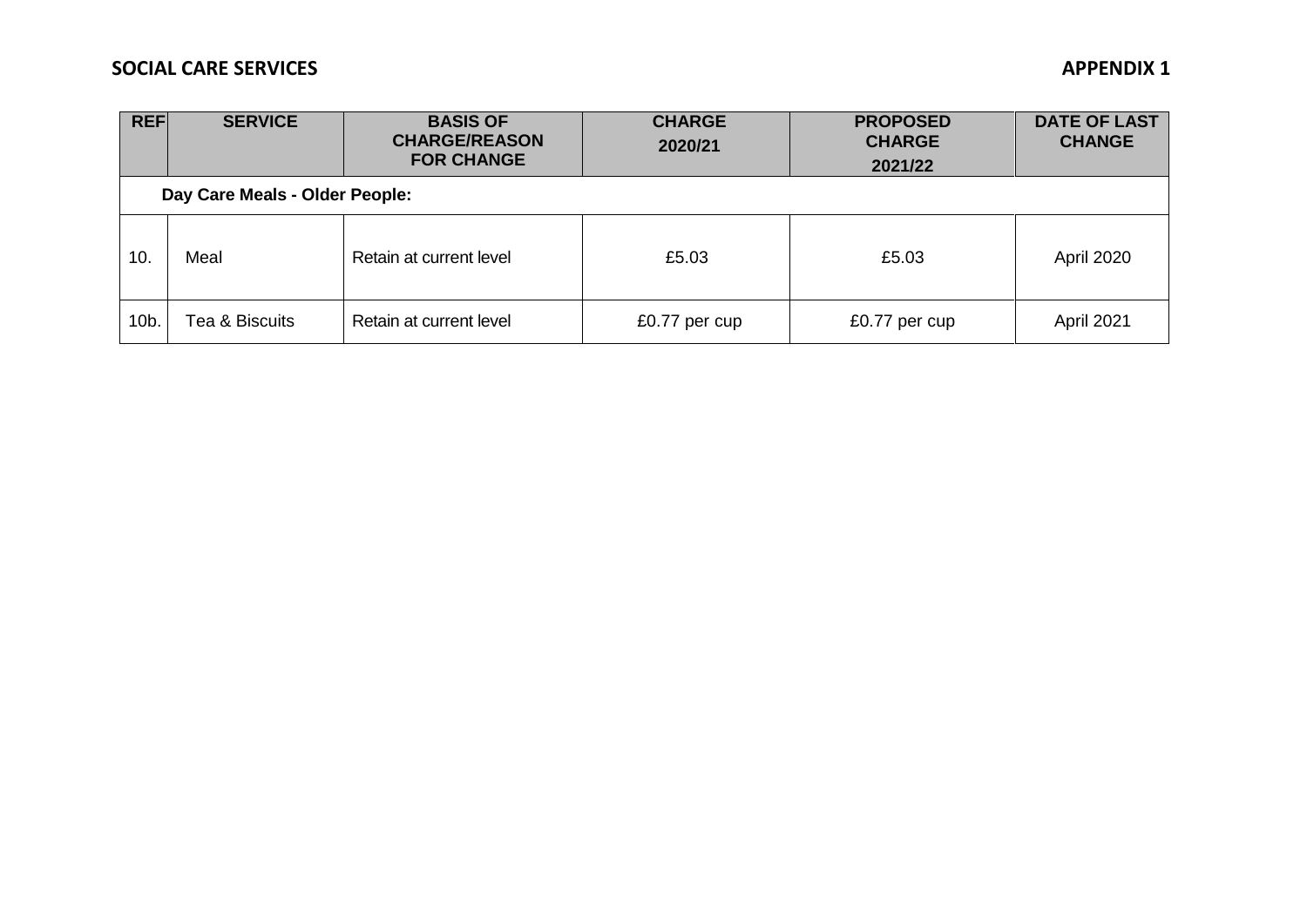**SOCIAL CARE SERVICES** **APPENDIX 1**

| REF | SERVICE | BASIS OF CHARGE/REASON FOR CHANGE | CHARGE 2020/21 | PROPOSED CHARGE 2021/22 | DATE OF LAST CHANGE |
|---|---|---|---|---|---|
| **Day Care Meals - Older People:** | | | | | |
| 10. | Meal | Retain at current level | £5.03 | £5.03 | April 2020 |
| 10b. | Tea & Biscuits | Retain at current level | £0.77 per cup | £0.77 per cup | April 2021 |